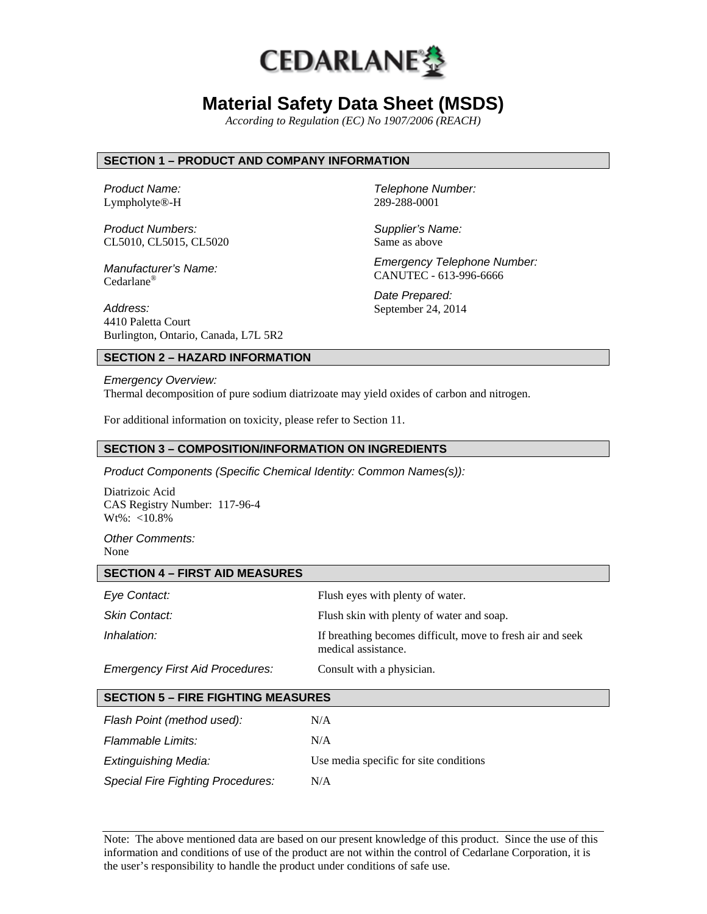CEDARLANE®

# Material Safety Data Sheet (MSDS)

*According to Regulation (EC) No 1907/2006 (REACH)*

## SECTION 1 – PRODUCT AND COMPANY INFORMATION

*Product Name:*
Lympholyte®-H

*Product Numbers:*
CL5010, CL5015, CL5020

*Manufacturer's Name:*
Cedarlane®

*Address:*
4410 Paletta Court
Burlington, Ontario, Canada, L7L 5R2

*Telephone Number:*
289-288-0001

*Supplier's Name:*
Same as above

*Emergency Telephone Number:*
CANUTEC - 613-996-6666

*Date Prepared:*
September 24, 2014

## SECTION 2 – HAZARD INFORMATION

*Emergency Overview:*
Thermal decomposition of pure sodium diatrizoate may yield oxides of carbon and nitrogen.

For additional information on toxicity, please refer to Section 11.

## SECTION 3 – COMPOSITION/INFORMATION ON INGREDIENTS

*Product Components (Specific Chemical Identity: Common Names(s)):*

Diatrizoic Acid
CAS Registry Number: 117-96-4
Wt%: <10.8%

*Other Comments:*
None

## SECTION 4 – FIRST AID MEASURES

| | |
|---|---|
| *Eye Contact:* | Flush eyes with plenty of water. |
| *Skin Contact:* | Flush skin with plenty of water and soap. |
| *Inhalation:* | If breathing becomes difficult, move to fresh air and seek medical assistance. |
| *Emergency First Aid Procedures:* | Consult with a physician. |

## SECTION 5 – FIRE FIGHTING MEASURES

| | |
|---|---|
| *Flash Point (method used):* | N/A |
| *Flammable Limits:* | N/A |
| *Extinguishing Media:* | Use media specific for site conditions |
| *Special Fire Fighting Procedures:* | N/A |

Note: The above mentioned data are based on our present knowledge of this product. Since the use of this information and conditions of use of the product are not within the control of Cedarlane Corporation, it is the user's responsibility to handle the product under conditions of safe use.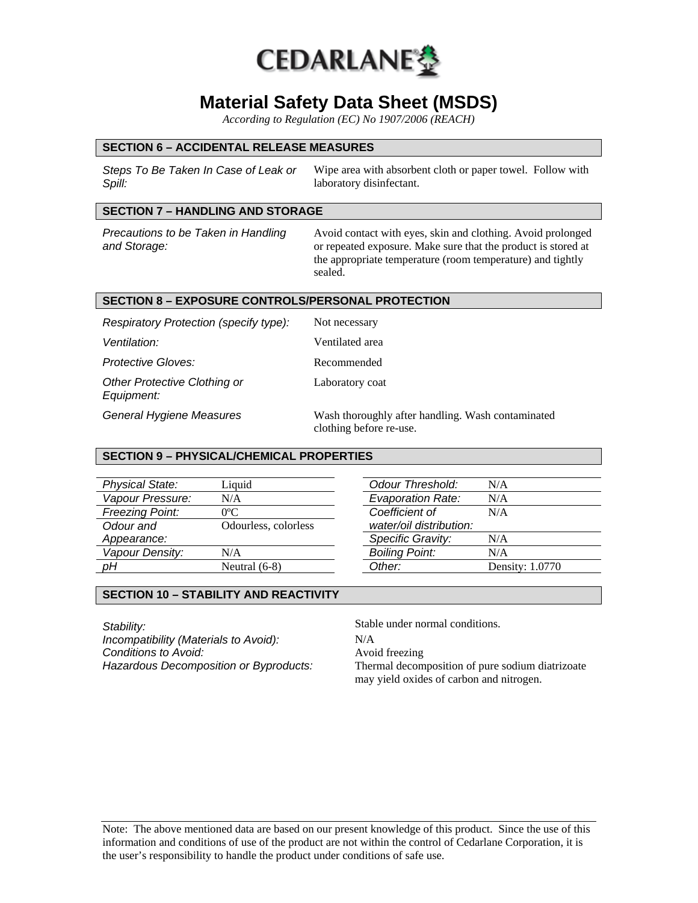# Material Safety Data Sheet (MSDS)

*According to Regulation (EC) No 1907/2006 (REACH)*

## SECTION 6 – ACCIDENTAL RELEASE MEASURES

| | |
|---|---|
| *Steps To Be Taken In Case of Leak or Spill:* | Wipe area with absorbent cloth or paper towel. Follow with laboratory disinfectant. |

## SECTION 7 – HANDLING AND STORAGE

| | |
|---|---|
| *Precautions to be Taken in Handling and Storage:* | Avoid contact with eyes, skin and clothing. Avoid prolonged or repeated exposure. Make sure that the product is stored at the appropriate temperature (room temperature) and tightly sealed. |

## SECTION 8 – EXPOSURE CONTROLS/PERSONAL PROTECTION

| | |
|---|---|
| *Respiratory Protection (specify type):* | Not necessary |
| *Ventilation:* | Ventilated area |
| *Protective Gloves:* | Recommended |
| *Other Protective Clothing or Equipment:* | Laboratory coat |
| *General Hygiene Measures* | Wash thoroughly after handling. Wash contaminated clothing before re-use. |

## SECTION 9 – PHYSICAL/CHEMICAL PROPERTIES

| | | | |
|---|---|---|---|
| *Physical State:* | Liquid | *Odour Threshold:* | N/A |
| *Vapour Pressure:* | N/A | *Evaporation Rate:* | N/A |
| *Freezing Point:* | 0ºC | *Coefficient of water/oil distribution:* | N/A |
| *Odour and Appearance:* | Odourless, colorless | *Specific Gravity:* | N/A |
| *Vapour Density:* | N/A | *Boiling Point:* | N/A |
| *pH* | Neutral (6-8) | *Other:* | Density: 1.0770 |

## SECTION 10 – STABILITY AND REACTIVITY

| | |
|---|---|
| *Stability:* | Stable under normal conditions. |
| *Incompatibility (Materials to Avoid):* | N/A |
| *Conditions to Avoid:* | Avoid freezing |
| *Hazardous Decomposition or Byproducts:* | Thermal decomposition of pure sodium diatrizoate may yield oxides of carbon and nitrogen. |

Note: The above mentioned data are based on our present knowledge of this product. Since the use of this information and conditions of use of the product are not within the control of Cedarlane Corporation, it is the user's responsibility to handle the product under conditions of safe use.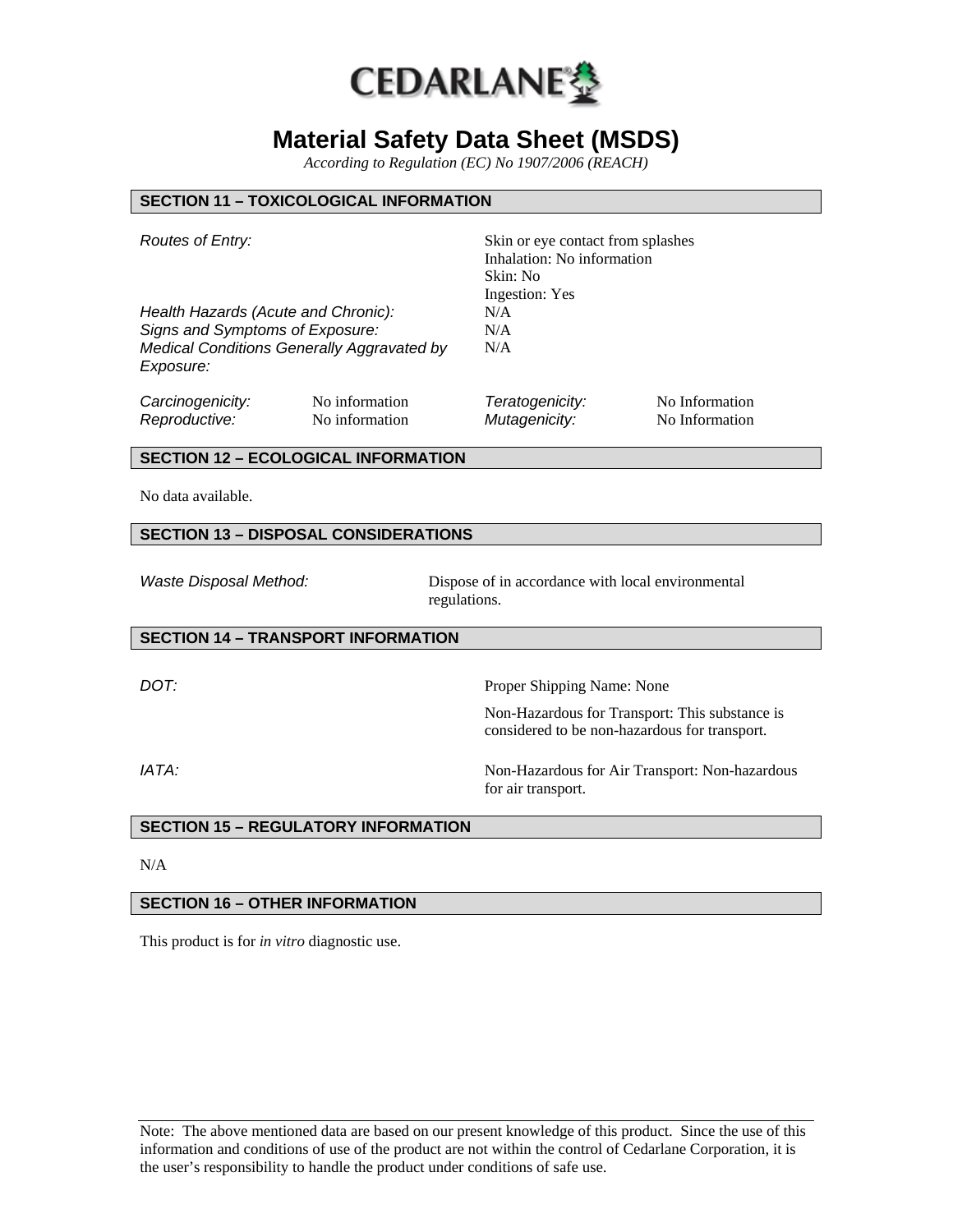CEDARLANE

# Material Safety Data Sheet (MSDS)

*According to Regulation (EC) No 1907/2006 (REACH)*

## SECTION 11 – TOXICOLOGICAL INFORMATION

*Routes of Entry:* Skin or eye contact from splashes
Inhalation: No information
Skin: No
Ingestion: Yes

*Health Hazards (Acute and Chronic):* N/A

*Signs and Symptoms of Exposure:* N/A

*Medical Conditions Generally Aggravated by Exposure:* N/A

| | | | |
|---|---|---|---|
| *Carcinogenicity:* | No information | *Teratogenicity:* | No Information |
| *Reproductive:* | No information | *Mutagenicity:* | No Information |

## SECTION 12 – ECOLOGICAL INFORMATION

No data available.

## SECTION 13 – DISPOSAL CONSIDERATIONS

*Waste Disposal Method:* Dispose of in accordance with local environmental regulations.

## SECTION 14 – TRANSPORT INFORMATION

*DOT:* Proper Shipping Name: None

Non-Hazardous for Transport: This substance is considered to be non-hazardous for transport.

*IATA:* Non-Hazardous for Air Transport: Non-hazardous for air transport.

## SECTION 15 – REGULATORY INFORMATION

N/A

## SECTION 16 – OTHER INFORMATION

This product is for *in vitro* diagnostic use.

Note: The above mentioned data are based on our present knowledge of this product. Since the use of this information and conditions of use of the product are not within the control of Cedarlane Corporation, it is the user's responsibility to handle the product under conditions of safe use.